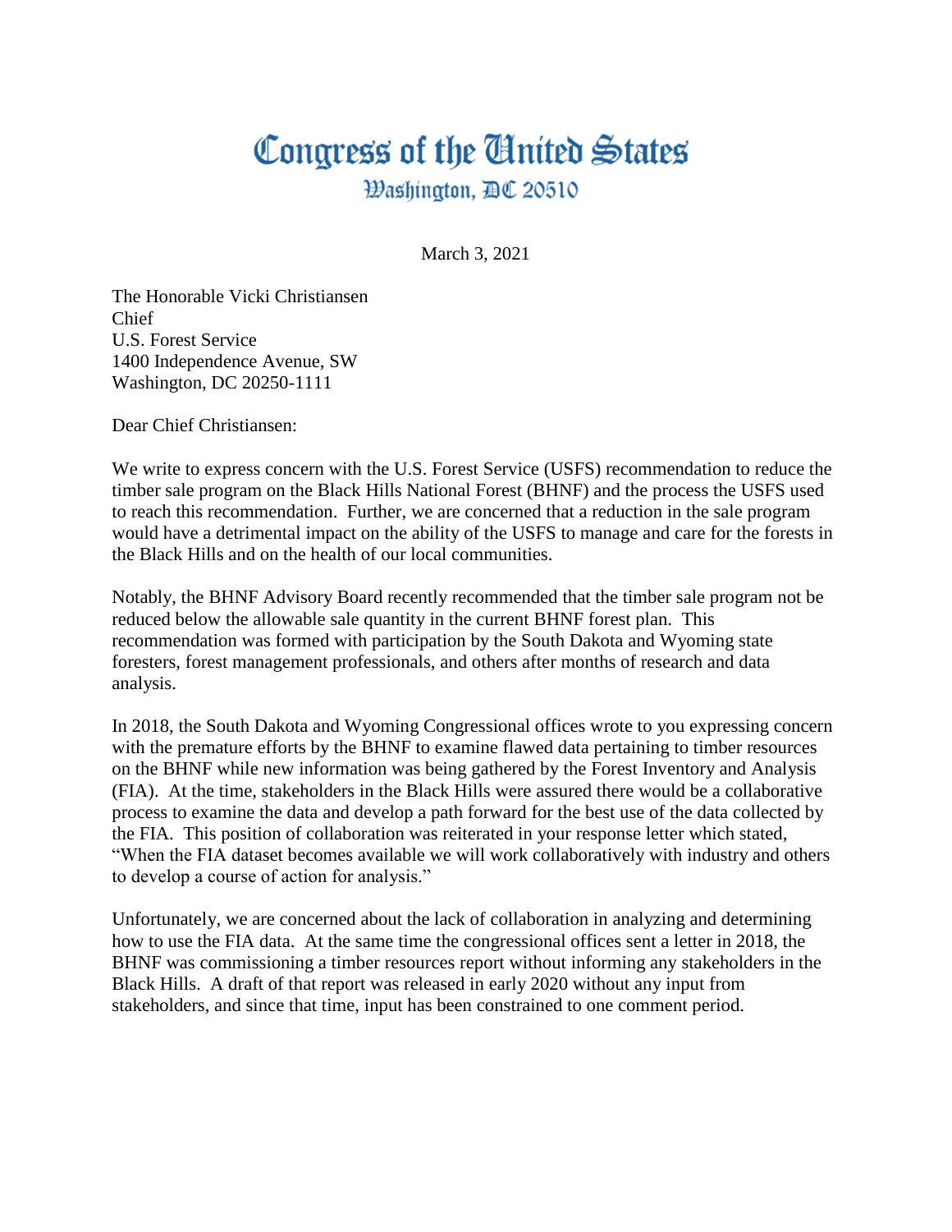# Congress of the United States

Washington, DC 20510

March 3, 2021

The Honorable Vicki Christiansen
Chief
U.S. Forest Service
1400 Independence Avenue, SW
Washington, DC 20250-1111

Dear Chief Christiansen:

We write to express concern with the U.S. Forest Service (USFS) recommendation to reduce the timber sale program on the Black Hills National Forest (BHNF) and the process the USFS used to reach this recommendation. Further, we are concerned that a reduction in the sale program would have a detrimental impact on the ability of the USFS to manage and care for the forests in the Black Hills and on the health of our local communities.

Notably, the BHNF Advisory Board recently recommended that the timber sale program not be reduced below the allowable sale quantity in the current BHNF forest plan. This recommendation was formed with participation by the South Dakota and Wyoming state foresters, forest management professionals, and others after months of research and data analysis.

In 2018, the South Dakota and Wyoming Congressional offices wrote to you expressing concern with the premature efforts by the BHNF to examine flawed data pertaining to timber resources on the BHNF while new information was being gathered by the Forest Inventory and Analysis (FIA). At the time, stakeholders in the Black Hills were assured there would be a collaborative process to examine the data and develop a path forward for the best use of the data collected by the FIA. This position of collaboration was reiterated in your response letter which stated, "When the FIA dataset becomes available we will work collaboratively with industry and others to develop a course of action for analysis."

Unfortunately, we are concerned about the lack of collaboration in analyzing and determining how to use the FIA data. At the same time the congressional offices sent a letter in 2018, the BHNF was commissioning a timber resources report without informing any stakeholders in the Black Hills. A draft of that report was released in early 2020 without any input from stakeholders, and since that time, input has been constrained to one comment period.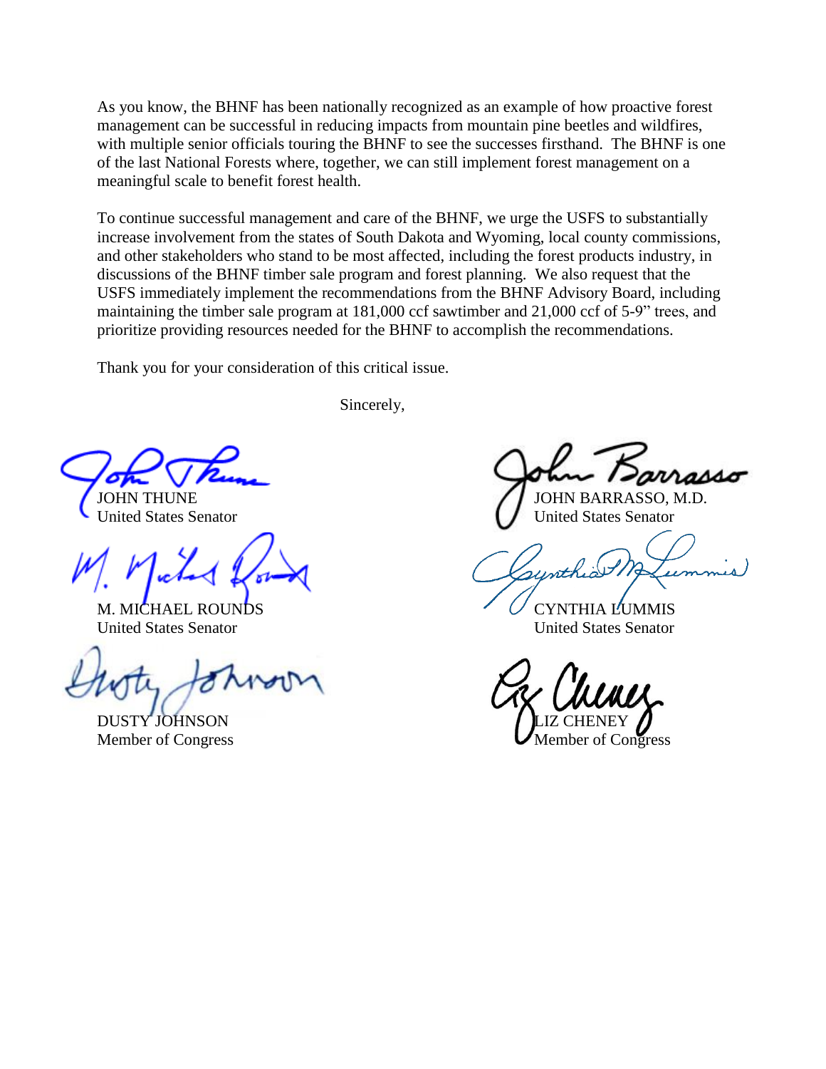As you know, the BHNF has been nationally recognized as an example of how proactive forest management can be successful in reducing impacts from mountain pine beetles and wildfires, with multiple senior officials touring the BHNF to see the successes firsthand. The BHNF is one of the last National Forests where, together, we can still implement forest management on a meaningful scale to benefit forest health.

To continue successful management and care of the BHNF, we urge the USFS to substantially increase involvement from the states of South Dakota and Wyoming, local county commissions, and other stakeholders who stand to be most affected, including the forest products industry, in discussions of the BHNF timber sale program and forest planning. We also request that the USFS immediately implement the recommendations from the BHNF Advisory Board, including maintaining the timber sale program at 181,000 ccf sawtimber and 21,000 ccf of 5-9" trees, and prioritize providing resources needed for the BHNF to accomplish the recommendations.

Thank you for your consideration of this critical issue.

Sincerely,

JOHN THUNE
United States Senator

JOHN BARRASSO, M.D.
United States Senator

M. MICHAEL ROUNDS
United States Senator

CYNTHIA LUMMIS
United States Senator

DUSTY JOHNSON
Member of Congress

LIZ CHENEY
Member of Congress